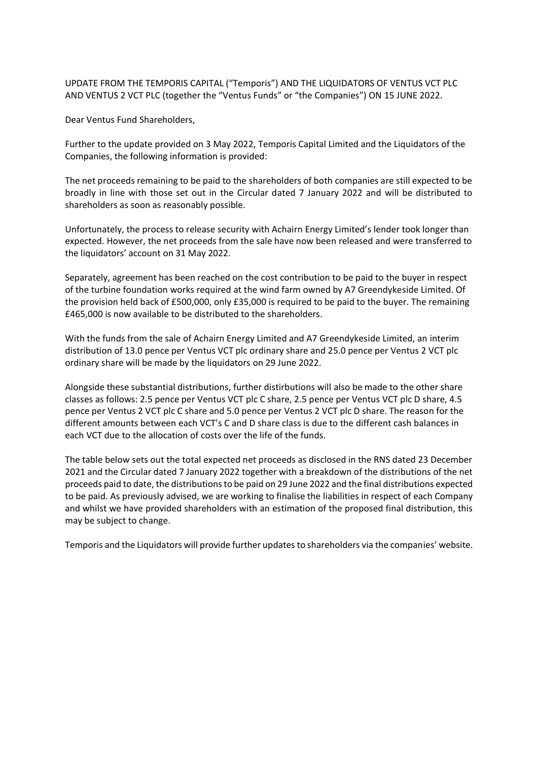UPDATE FROM THE TEMPORIS CAPITAL ("Temporis") AND THE LIQUIDATORS OF VENTUS VCT PLC AND VENTUS 2 VCT PLC (together the "Ventus Funds" or "the Companies") ON 15 JUNE 2022.

Dear Ventus Fund Shareholders,

Further to the update provided on 3 May 2022, Temporis Capital Limited and the Liquidators of the Companies, the following information is provided:

The net proceeds remaining to be paid to the shareholders of both companies are still expected to be broadly in line with those set out in the Circular dated 7 January 2022 and will be distributed to shareholders as soon as reasonably possible.

Unfortunately, the process to release security with Achairn Energy Limited's lender took longer than expected. However, the net proceeds from the sale have now been released and were transferred to the liquidators' account on 31 May 2022.

Separately, agreement has been reached on the cost contribution to be paid to the buyer in respect of the turbine foundation works required at the wind farm owned by A7 Greendykeside Limited. Of the provision held back of £500,000, only £35,000 is required to be paid to the buyer. The remaining £465,000 is now available to be distributed to the shareholders.

With the funds from the sale of Achairn Energy Limited and A7 Greendykeside Limited, an interim distribution of 13.0 pence per Ventus VCT plc ordinary share and 25.0 pence per Ventus 2 VCT plc ordinary share will be made by the liquidators on 29 June 2022.

Alongside these substantial distributions, further distirbutions will also be made to the other share classes as follows: 2.5 pence per Ventus VCT plc C share, 2.5 pence per Ventus VCT plc D share, 4.5 pence per Ventus 2 VCT plc C share and 5.0 pence per Ventus 2 VCT plc D share. The reason for the different amounts between each VCT's C and D share class is due to the different cash balances in each VCT due to the allocation of costs over the life of the funds.

The table below sets out the total expected net proceeds as disclosed in the RNS dated 23 December 2021 and the Circular dated 7 January 2022 together with a breakdown of the distributions of the net proceeds paid to date, the distributions to be paid on 29 June 2022 and the final distributions expected to be paid. As previously advised, we are working to finalise the liabilities in respect of each Company and whilst we have provided shareholders with an estimation of the proposed final distribution, this may be subject to change.

Temporis and the Liquidators will provide further updates to shareholders via the companies' website.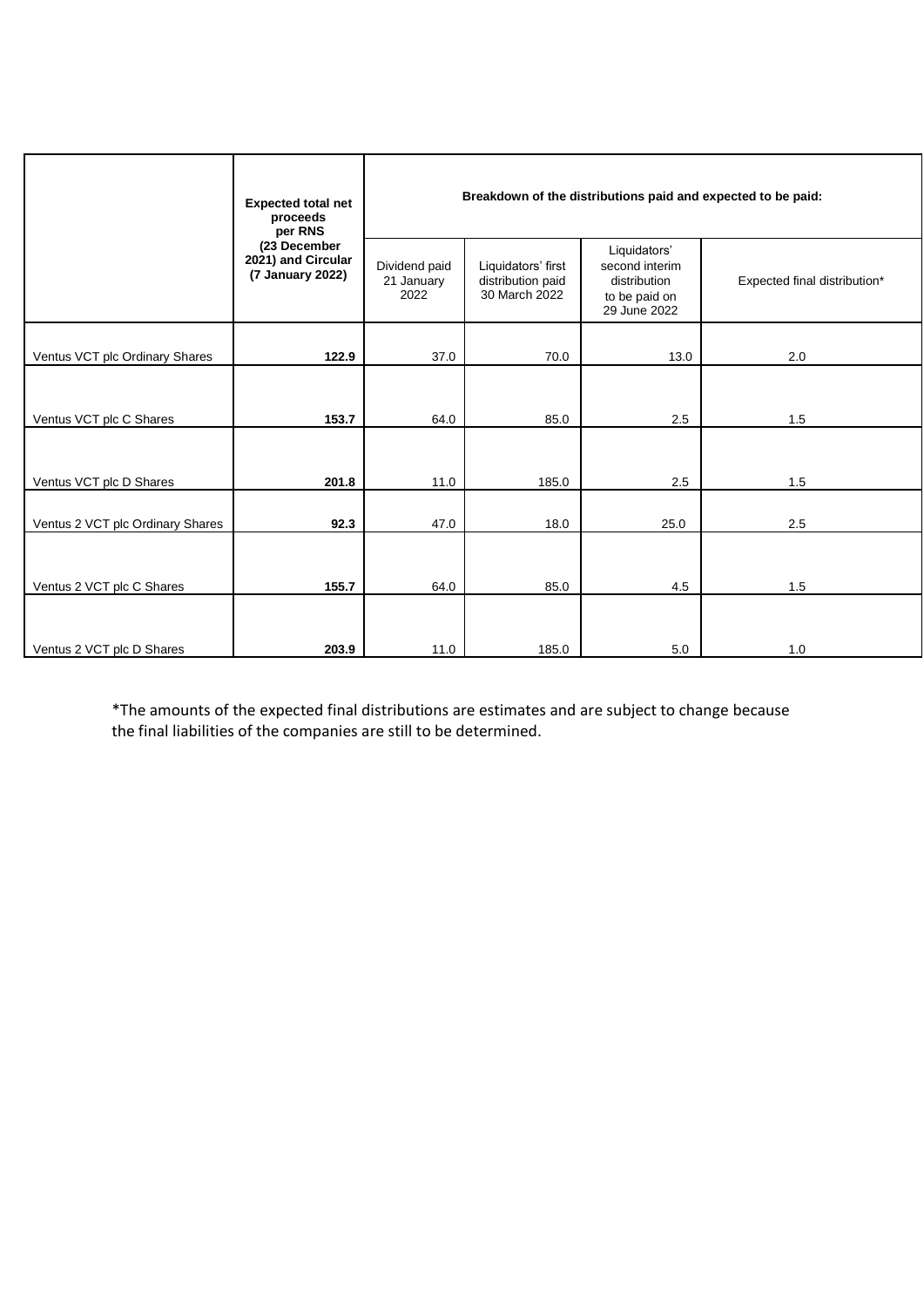| | **Expected total net proceeds per RNS (23 December 2021) and Circular (7 January 2022)** | **Breakdown of the distributions paid and expected to be paid:** | | | |
|---|---|---|---|---|---|
| | | Dividend paid 21 January 2022 | Liquidators' first distribution paid 30 March 2022 | Liquidators' second interim distribution to be paid on 29 June 2022 | Expected final distribution* |
| Ventus VCT plc Ordinary Shares | **122.9** | 37.0 | 70.0 | 13.0 | 2.0 |
| Ventus VCT plc C Shares | **153.7** | 64.0 | 85.0 | 2.5 | 1.5 |
| Ventus VCT plc D Shares | **201.8** | 11.0 | 185.0 | 2.5 | 1.5 |
| Ventus 2 VCT plc Ordinary Shares | **92.3** | 47.0 | 18.0 | 25.0 | 2.5 |
| Ventus 2 VCT plc C Shares | **155.7** | 64.0 | 85.0 | 4.5 | 1.5 |
| Ventus 2 VCT plc D Shares | **203.9** | 11.0 | 185.0 | 5.0 | 1.0 |

*The amounts of the expected final distributions are estimates and are subject to change because the final liabilities of the companies are still to be determined.